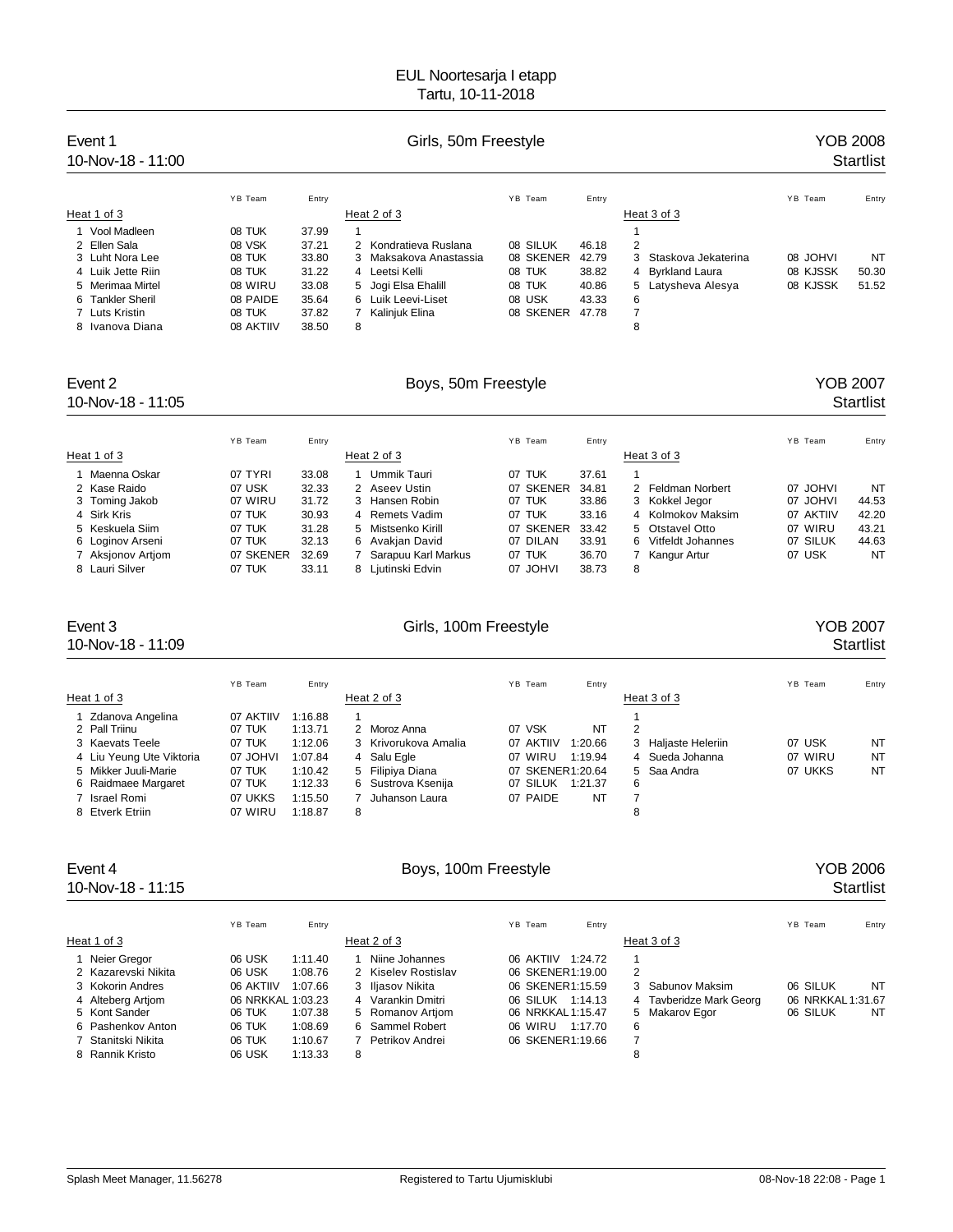# EUL Noortesarja I etapp

Tartu, 10-11-2018

## Event 1 — Girls, 50m Freestyle — YOB 2008

10-Nov-18 - 11:00 — Startlist

| Heat 1 of 3 | YB Team | Entry | Heat 2 of 3 | YB Team | Entry | Heat 3 of 3 | YB Team | Entry |
|---|---|---|---|---|---|---|---|---|
| 1 Vool Madleen | 08 TUK | 37.99 | 1 | | | 1 | | |
| 2 Ellen Sala | 08 VSK | 37.21 | 2 Kondratieva Ruslana | 08 SILUK | 46.18 | 2 | | |
| 3 Luht Nora Lee | 08 TUK | 33.80 | 3 Maksakova Anastassia | 08 SKENER | 42.79 | 3 Staskova Jekaterina | 08 JOHVI | NT |
| 4 Luik Jette Riin | 08 TUK | 31.22 | 4 Leetsi Kelli | 08 TUK | 38.82 | 4 Byrkland Laura | 08 KJSSK | 50.30 |
| 5 Merimaa Mirtel | 08 WIRU | 33.08 | 5 Jogi Elsa Ehalill | 08 TUK | 40.86 | 5 Latysheva Alesya | 08 KJSSK | 51.52 |
| 6 Tankler Sheril | 08 PAIDE | 35.64 | 6 Luik Leevi-Liset | 08 USK | 43.33 | 6 | | |
| 7 Luts Kristin | 08 TUK | 37.82 | 7 Kalinjuk Elina | 08 SKENER | 47.78 | 7 | | |
| 8 Ivanova Diana | 08 AKTIIV | 38.50 | 8 | | | 8 | | |

## Event 2 — Boys, 50m Freestyle — YOB 2007

10-Nov-18 - 11:05 — Startlist

| Heat 1 of 3 | YB Team | Entry | Heat 2 of 3 | YB Team | Entry | Heat 3 of 3 | YB Team | Entry |
|---|---|---|---|---|---|---|---|---|
| 1 Maenna Oskar | 07 TYRI | 33.08 | 1 Ummik Tauri | 07 TUK | 37.61 | 1 | | |
| 2 Kase Raido | 07 USK | 32.33 | 2 Aseev Ustin | 07 SKENER | 34.81 | 2 Feldman Norbert | 07 JOHVI | NT |
| 3 Toming Jakob | 07 WIRU | 31.72 | 3 Hansen Robin | 07 TUK | 33.86 | 3 Kokkel Jegor | 07 JOHVI | 44.53 |
| 4 Sirk Kris | 07 TUK | 30.93 | 4 Remets Vadim | 07 TUK | 33.16 | 4 Kolmokov Maksim | 07 AKTIIV | 42.20 |
| 5 Keskuela Siim | 07 TUK | 31.28 | 5 Mistsenko Kirill | 07 SKENER | 33.42 | 5 Otstavel Otto | 07 WIRU | 43.21 |
| 6 Loginov Arseni | 07 TUK | 32.13 | 6 Avakjan David | 07 DILAN | 33.91 | 6 Vitfeldt Johannes | 07 SILUK | 44.63 |
| 7 Aksjonov Artjom | 07 SKENER | 32.69 | 7 Sarapuu Karl Markus | 07 TUK | 36.70 | 7 Kangur Artur | 07 USK | NT |
| 8 Lauri Silver | 07 TUK | 33.11 | 8 Ljutinski Edvin | 07 JOHVI | 38.73 | 8 | | |

## Event 3 — Girls, 100m Freestyle — YOB 2007

10-Nov-18 - 11:09 — Startlist

| Heat 1 of 3 | YB Team | Entry | Heat 2 of 3 | YB Team | Entry | Heat 3 of 3 | YB Team | Entry |
|---|---|---|---|---|---|---|---|---|
| 1 Zdanova Angelina | 07 AKTIIV | 1:16.88 | 1 | | | 1 | | |
| 2 Pall Triinu | 07 TUK | 1:13.71 | 2 Moroz Anna | 07 VSK | NT | 2 | | |
| 3 Kaevats Teele | 07 TUK | 1:12.06 | 3 Krivorukova Amalia | 07 AKTIIV | 1:20.66 | 3 Haljaste Heleriin | 07 USK | NT |
| 4 Liu Yeung Ute Viktoria | 07 JOHVI | 1:07.84 | 4 Salu Egle | 07 WIRU | 1:19.94 | 4 Sueda Johanna | 07 WIRU | NT |
| 5 Mikker Juuli-Marie | 07 TUK | 1:10.42 | 5 Filipiya Diana | 07 SKENER | 1:20.64 | 5 Saa Andra | 07 UKKS | NT |
| 6 Raidmaee Margaret | 07 TUK | 1:12.33 | 6 Sustrova Ksenija | 07 SILUK | 1:21.37 | 6 | | |
| 7 Israel Romi | 07 UKKS | 1:15.50 | 7 Juhanson Laura | 07 PAIDE | NT | 7 | | |
| 8 Etverk Etriin | 07 WIRU | 1:18.87 | 8 | | | 8 | | |

## Event 4 — Boys, 100m Freestyle — YOB 2006

10-Nov-18 - 11:15 — Startlist

| Heat 1 of 3 | YB Team | Entry | Heat 2 of 3 | YB Team | Entry | Heat 3 of 3 | YB Team | Entry |
|---|---|---|---|---|---|---|---|---|
| 1 Neier Gregor | 06 USK | 1:11.40 | 1 Niine Johannes | 06 AKTIIV | 1:24.72 | 1 | | |
| 2 Kazarevski Nikita | 06 USK | 1:08.76 | 2 Kiselev Rostislav | 06 SKENER | 1:19.00 | 2 | | |
| 3 Kokorin Andres | 06 AKTIIV | 1:07.66 | 3 Iljasov Nikita | 06 SKENER | 1:15.59 | 3 Sabunov Maksim | 06 SILUK | NT |
| 4 Alteberg Artjom | 06 NRKKAL | 1:03.23 | 4 Varankin Dmitri | 06 SILUK | 1:14.13 | 4 Tavberidze Mark Georg | 06 NRKKAL | 1:31.67 |
| 5 Kont Sander | 06 TUK | 1:07.38 | 5 Romanov Artjom | 06 NRKKAL | 1:15.47 | 5 Makarov Egor | 06 SILUK | NT |
| 6 Pashenkov Anton | 06 TUK | 1:08.69 | 6 Sammel Robert | 06 WIRU | 1:17.70 | 6 | | |
| 7 Stanitski Nikita | 06 TUK | 1:10.67 | 7 Petrikov Andrei | 06 SKENER | 1:19.66 | 7 | | |
| 8 Rannik Kristo | 06 USK | 1:13.33 | 8 | | | 8 | | |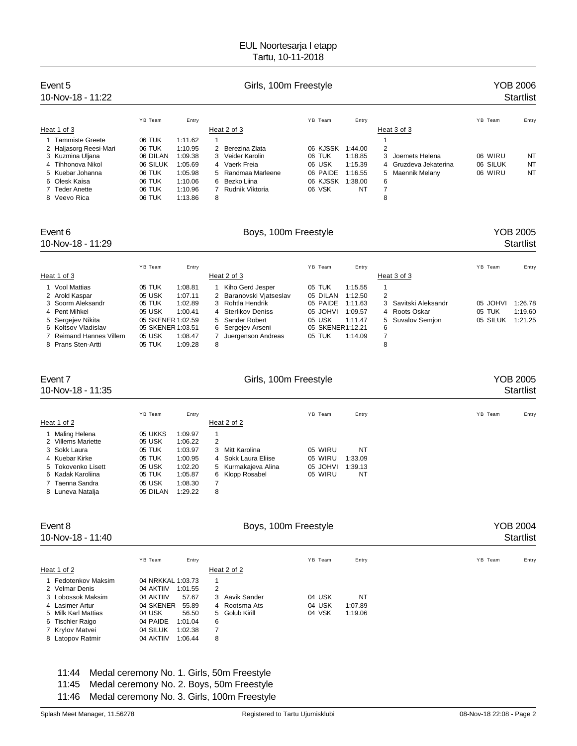EUL Noortesarja I etapp
Tartu, 10-11-2018

## Event 5 — Girls, 100m Freestyle — YOB 2006

10-Nov-18 - 11:22 — Startlist

| Heat 1 of 3 | YB | Team | Entry | Heat 2 of 3 | YB | Team | Entry | Heat 3 of 3 | YB | Team | Entry |
|---|---|---|---|---|---|---|---|---|---|---|---|
| 1 Tammiste Greete | 06 | TUK | 1:11.62 | 1 | | | | 1 | | | |
| 2 Haljasorg Reesi-Mari | 06 | TUK | 1:10.95 | 2 Berezina Zlata | 06 | KJSSK | 1:44.00 | 2 | | | |
| 3 Kuzmina Uljana | 06 | DILAN | 1:09.38 | 3 Veider Karolin | 06 | TUK | 1:18.85 | 3 Joemets Helena | 06 | WIRU | NT |
| 4 Tihhonova Nikol | 06 | SILUK | 1:05.69 | 4 Vaerk Freia | 06 | USK | 1:15.39 | 4 Gruzdeva Jekaterina | 06 | SILUK | NT |
| 5 Kuebar Johanna | 06 | TUK | 1:05.98 | 5 Randmaa Marleene | 06 | PAIDE | 1:16.55 | 5 Maennik Melany | 06 | WIRU | NT |
| 6 Olesk Kaisa | 06 | TUK | 1:10.06 | 6 Bezko Liina | 06 | KJSSK | 1:38.00 | 6 | | | |
| 7 Teder Anette | 06 | TUK | 1:10.96 | 7 Rudnik Viktoria | 06 | VSK | NT | 7 | | | |
| 8 Veevo Rica | 06 | TUK | 1:13.86 | 8 | | | | 8 | | | |

## Event 6 — Boys, 100m Freestyle — YOB 2005

10-Nov-18 - 11:29 — Startlist

| Heat 1 of 3 | YB | Team | Entry | Heat 2 of 3 | YB | Team | Entry | Heat 3 of 3 | YB | Team | Entry |
|---|---|---|---|---|---|---|---|---|---|---|---|
| 1 Vool Mattias | 05 | TUK | 1:08.81 | 1 Kiho Gerd Jesper | 05 | TUK | 1:15.55 | 1 | | | |
| 2 Arold Kaspar | 05 | USK | 1:07.11 | 2 Baranovski Vjatseslav | 05 | DILAN | 1:12.50 | 2 | | | |
| 3 Soorm Aleksandr | 05 | TUK | 1:02.89 | 3 Rohtla Hendrik | 05 | PAIDE | 1:11.63 | 3 Savitski Aleksandr | 05 | JOHVI | 1:26.78 |
| 4 Pent Mihkel | 05 | USK | 1:00.41 | 4 Sterlikov Deniss | 05 | JOHVI | 1:09.57 | 4 Roots Oskar | 05 | TUK | 1:19.60 |
| 5 Sergejev Nikita | 05 | SKENER | 1:02.59 | 5 Sander Robert | 05 | USK | 1:11.47 | 5 Suvalov Semjon | 05 | SILUK | 1:21.25 |
| 6 Koltsov Vladislav | 05 | SKENER | 1:03.51 | 6 Sergejev Arseni | 05 | SKENER | 1:12.21 | 6 | | | |
| 7 Reimand Hannes Villem | 05 | USK | 1:08.47 | 7 Juergenson Andreas | 05 | TUK | 1:14.09 | 7 | | | |
| 8 Prans Sten-Artti | 05 | TUK | 1:09.28 | 8 | | | | 8 | | | |

## Event 7 — Girls, 100m Freestyle — YOB 2005

10-Nov-18 - 11:35 — Startlist

| Heat 1 of 2 | YB | Team | Entry | Heat 2 of 2 | YB | Team | Entry |
|---|---|---|---|---|---|---|---|
| 1 Maling Helena | 05 | UKKS | 1:09.97 | 1 | | | |
| 2 Villems Mariette | 05 | USK | 1:06.22 | 2 | | | |
| 3 Sokk Laura | 05 | TUK | 1:03.97 | 3 Mitt Karolina | 05 | WIRU | NT |
| 4 Kuebar Kirke | 05 | TUK | 1:00.95 | 4 Sokk Laura Eliise | 05 | WIRU | 1:33.09 |
| 5 Tokovenko Lisett | 05 | USK | 1:02.20 | 5 Kurmakajeva Alina | 05 | JOHVI | 1:39.13 |
| 6 Kadak Karoliina | 05 | TUK | 1:05.87 | 6 Klopp Rosabel | 05 | WIRU | NT |
| 7 Taenna Sandra | 05 | USK | 1:08.30 | 7 | | | |
| 8 Luneva Natalja | 05 | DILAN | 1:29.22 | 8 | | | |

## Event 8 — Boys, 100m Freestyle — YOB 2004

10-Nov-18 - 11:40 — Startlist

| Heat 1 of 2 | YB | Team | Entry | Heat 2 of 2 | YB | Team | Entry |
|---|---|---|---|---|---|---|---|
| 1 Fedotenkov Maksim | 04 | NRKKAL | 1:03.73 | 1 | | | |
| 2 Velmar Denis | 04 | AKTIIV | 1:01.55 | 2 | | | |
| 3 Lobossok Maksim | 04 | AKTIIV | 57.67 | 3 Aavik Sander | 04 | USK | NT |
| 4 Lasimer Artur | 04 | SKENER | 55.89 | 4 Rootsma Ats | 04 | USK | 1:07.89 |
| 5 Milk Karl Mattias | 04 | USK | 56.50 | 5 Golub Kirill | 04 | VSK | 1:19.06 |
| 6 Tischler Raigo | 04 | PAIDE | 1:01.04 | 6 | | | |
| 7 Krylov Matvei | 04 | SILUK | 1:02.38 | 7 | | | |
| 8 Latopov Ratmir | 04 | AKTIIV | 1:06.44 | 8 | | | |

11:44 Medal ceremony No. 1. Girls, 50m Freestyle
11:45 Medal ceremony No. 2. Boys, 50m Freestyle
11:46 Medal ceremony No. 3. Girls, 100m Freestyle

Splash Meet Manager, 11.56278 — Registered to Tartu Ujumisklubi — 08-Nov-18 22:08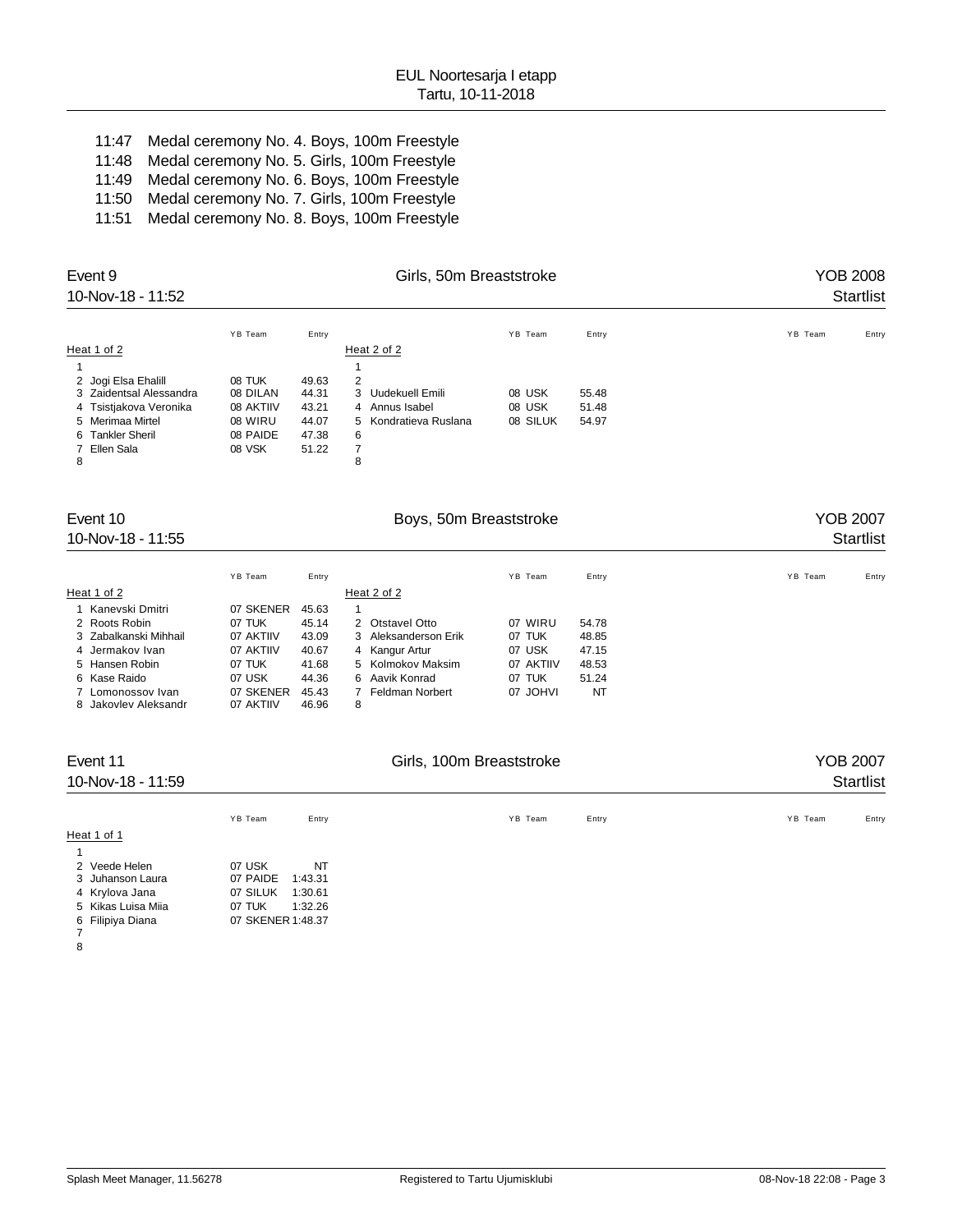11:47 Medal ceremony No. 4. Boys, 100m Freestyle
11:48 Medal ceremony No. 5. Girls, 100m Freestyle
11:49 Medal ceremony No. 6. Boys, 100m Freestyle
11:50 Medal ceremony No. 7. Girls, 100m Freestyle
11:51 Medal ceremony No. 8. Boys, 100m Freestyle

## Event 9 — Girls, 50m Breaststroke — YOB 2008

10-Nov-18 - 11:52 — Startlist

**Heat 1 of 2**

| Lane | Name | YB | Team | Entry |
|---|---|---|---|---|
| 1 | | | | |
| 2 | Jogi Elsa Ehalill | 08 | TUK | 49.63 |
| 3 | Zaidentsal Alessandra | 08 | DILAN | 44.31 |
| 4 | Tsistjakova Veronika | 08 | AKTIIV | 43.21 |
| 5 | Merimaa Mirtel | 08 | WIRU | 44.07 |
| 6 | Tankler Sheril | 08 | PAIDE | 47.38 |
| 7 | Ellen Sala | 08 | VSK | 51.22 |
| 8 | | | | |

**Heat 2 of 2**

| Lane | Name | YB | Team | Entry |
|---|---|---|---|---|
| 1 | | | | |
| 2 | | | | |
| 3 | Uudekuell Emili | 08 | USK | 55.48 |
| 4 | Annus Isabel | 08 | USK | 51.48 |
| 5 | Kondratieva Ruslana | 08 | SILUK | 54.97 |
| 6 | | | | |
| 7 | | | | |
| 8 | | | | |

## Event 10 — Boys, 50m Breaststroke — YOB 2007

10-Nov-18 - 11:55 — Startlist

**Heat 1 of 2**

| Lane | Name | YB | Team | Entry |
|---|---|---|---|---|
| 1 | Kanevski Dmitri | 07 | SKENER | 45.63 |
| 2 | Roots Robin | 07 | TUK | 45.14 |
| 3 | Zabalkanski Mihhail | 07 | AKTIIV | 43.09 |
| 4 | Jermakov Ivan | 07 | AKTIIV | 40.67 |
| 5 | Hansen Robin | 07 | TUK | 41.68 |
| 6 | Kase Raido | 07 | USK | 44.36 |
| 7 | Lomonossov Ivan | 07 | SKENER | 45.43 |
| 8 | Jakovlev Aleksandr | 07 | AKTIIV | 46.96 |

**Heat 2 of 2**

| Lane | Name | YB | Team | Entry |
|---|---|---|---|---|
| 1 | | | | |
| 2 | Otstavel Otto | 07 | WIRU | 54.78 |
| 3 | Aleksanderson Erik | 07 | TUK | 48.85 |
| 4 | Kangur Artur | 07 | USK | 47.15 |
| 5 | Kolmokov Maksim | 07 | AKTIIV | 48.53 |
| 6 | Aavik Konrad | 07 | TUK | 51.24 |
| 7 | Feldman Norbert | 07 | JOHVI | NT |
| 8 | | | | |

## Event 11 — Girls, 100m Breaststroke — YOB 2007

10-Nov-18 - 11:59 — Startlist

**Heat 1 of 1**

| Lane | Name | YB | Team | Entry |
|---|---|---|---|---|
| 1 | | | | |
| 2 | Veede Helen | 07 | USK | NT |
| 3 | Juhanson Laura | 07 | PAIDE | 1:43.31 |
| 4 | Krylova Jana | 07 | SILUK | 1:30.61 |
| 5 | Kikas Luisa Miia | 07 | TUK | 1:32.26 |
| 6 | Filipiya Diana | 07 | SKENER | 1:48.37 |
| 7 | | | | |
| 8 | | | | |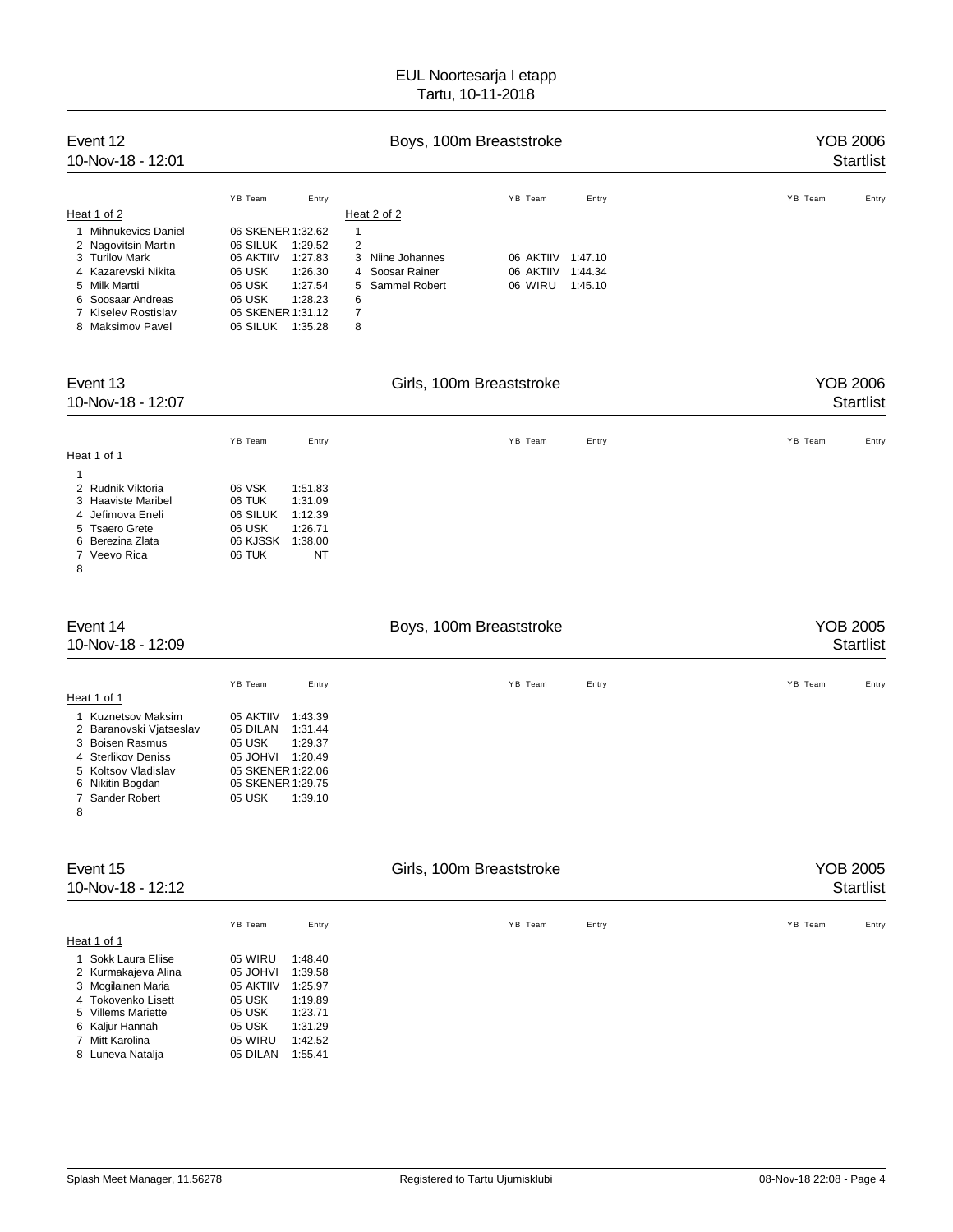# EUL Noortesarja I etapp

Tartu, 10-11-2018

## Event 12 — Boys, 100m Breaststroke — YOB 2006

10-Nov-18 - 12:01 — Startlist

**Heat 1 of 2**

| Lane | Name | YB | Team | Entry |
|---|---|---|---|---|
| 1 | Mihnukevics Daniel | 06 | SKENER | 1:32.62 |
| 2 | Nagovitsin Martin | 06 | SILUK | 1:29.52 |
| 3 | Turilov Mark | 06 | AKTIIV | 1:27.83 |
| 4 | Kazarevski Nikita | 06 | USK | 1:26.30 |
| 5 | Milk Martti | 06 | USK | 1:27.54 |
| 6 | Soosaar Andreas | 06 | USK | 1:28.23 |
| 7 | Kiselev Rostislav | 06 | SKENER | 1:31.12 |
| 8 | Maksimov Pavel | 06 | SILUK | 1:35.28 |

**Heat 2 of 2**

| Lane | Name | YB | Team | Entry |
|---|---|---|---|---|
| 1 | | | | |
| 2 | | | | |
| 3 | Niine Johannes | 06 | AKTIIV | 1:47.10 |
| 4 | Soosar Rainer | 06 | AKTIIV | 1:44.34 |
| 5 | Sammel Robert | 06 | WIRU | 1:45.10 |
| 6 | | | | |
| 7 | | | | |
| 8 | | | | |

## Event 13 — Girls, 100m Breaststroke — YOB 2006

10-Nov-18 - 12:07 — Startlist

**Heat 1 of 1**

| Lane | Name | YB | Team | Entry |
|---|---|---|---|---|
| 1 | | | | |
| 2 | Rudnik Viktoria | 06 | VSK | 1:51.83 |
| 3 | Haaviste Maribel | 06 | TUK | 1:31.09 |
| 4 | Jefimova Eneli | 06 | SILUK | 1:12.39 |
| 5 | Tsaero Grete | 06 | USK | 1:26.71 |
| 6 | Berezina Zlata | 06 | KJSSK | 1:38.00 |
| 7 | Veevo Rica | 06 | TUK | NT |
| 8 | | | | |

## Event 14 — Boys, 100m Breaststroke — YOB 2005

10-Nov-18 - 12:09 — Startlist

**Heat 1 of 1**

| Lane | Name | YB | Team | Entry |
|---|---|---|---|---|
| 1 | Kuznetsov Maksim | 05 | AKTIIV | 1:43.39 |
| 2 | Baranovski Vjatseslav | 05 | DILAN | 1:31.44 |
| 3 | Boisen Rasmus | 05 | USK | 1:29.37 |
| 4 | Sterlikov Deniss | 05 | JOHVI | 1:20.49 |
| 5 | Koltsov Vladislav | 05 | SKENER | 1:22.06 |
| 6 | Nikitin Bogdan | 05 | SKENER | 1:29.75 |
| 7 | Sander Robert | 05 | USK | 1:39.10 |
| 8 | | | | |

## Event 15 — Girls, 100m Breaststroke — YOB 2005

10-Nov-18 - 12:12 — Startlist

**Heat 1 of 1**

| Lane | Name | YB | Team | Entry |
|---|---|---|---|---|
| 1 | Sokk Laura Eliise | 05 | WIRU | 1:48.40 |
| 2 | Kurmakajeva Alina | 05 | JOHVI | 1:39.58 |
| 3 | Mogilainen Maria | 05 | AKTIIV | 1:25.97 |
| 4 | Tokovenko Lisett | 05 | USK | 1:19.89 |
| 5 | Villems Mariette | 05 | USK | 1:23.71 |
| 6 | Kaljur Hannah | 05 | USK | 1:31.29 |
| 7 | Mitt Karolina | 05 | WIRU | 1:42.52 |
| 8 | Luneva Natalja | 05 | DILAN | 1:55.41 |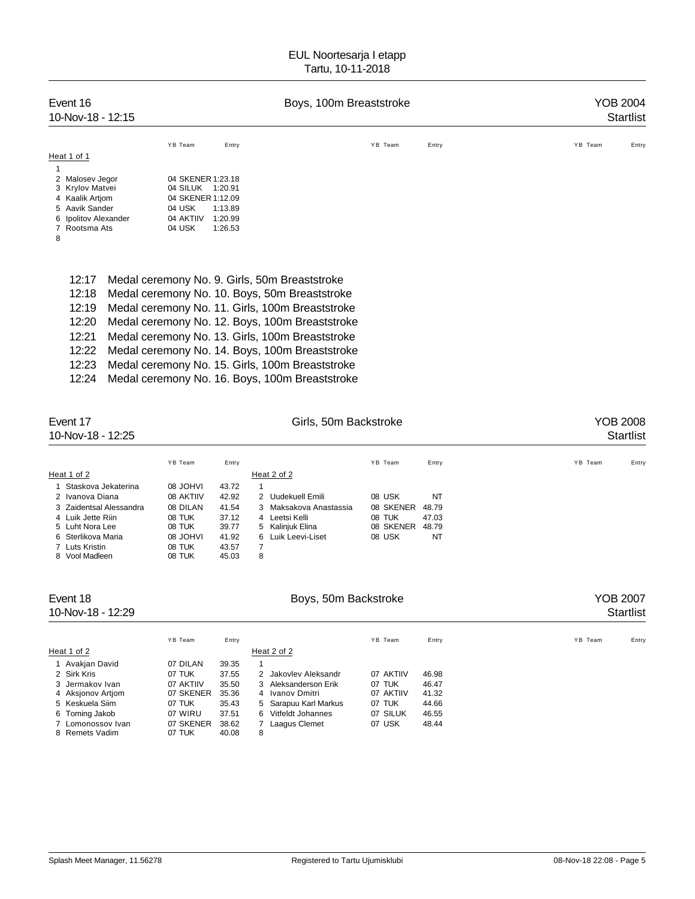# EUL Noortesarja I etapp
Tartu, 10-11-2018

## Event 16 — Boys, 100m Breaststroke — YOB 2004
10-Nov-18 - 12:15 — Startlist

**Heat 1 of 1**

| Lane | Name | YB | Team | Entry |
|---|---|---|---|---|
| 1 | | | | |
| 2 | Malosev Jegor | 04 | SKENER | 1:23.18 |
| 3 | Krylov Matvei | 04 | SILUK | 1:20.91 |
| 4 | Kaalik Artjom | 04 | SKENER | 1:12.09 |
| 5 | Aavik Sander | 04 | USK | 1:13.89 |
| 6 | Ipolitov Alexander | 04 | AKTIIV | 1:20.99 |
| 7 | Rootsma Ats | 04 | USK | 1:26.53 |
| 8 | | | | |

12:17 Medal ceremony No. 9. Girls, 50m Breaststroke
12:18 Medal ceremony No. 10. Boys, 50m Breaststroke
12:19 Medal ceremony No. 11. Girls, 100m Breaststroke
12:20 Medal ceremony No. 12. Boys, 100m Breaststroke
12:21 Medal ceremony No. 13. Girls, 100m Breaststroke
12:22 Medal ceremony No. 14. Boys, 100m Breaststroke
12:23 Medal ceremony No. 15. Girls, 100m Breaststroke
12:24 Medal ceremony No. 16. Boys, 100m Breaststroke

## Event 17 — Girls, 50m Backstroke — YOB 2008
10-Nov-18 - 12:25 — Startlist

**Heat 1 of 2**

| Lane | Name | YB | Team | Entry |
|---|---|---|---|---|
| 1 | Staskova Jekaterina | 08 | JOHVI | 43.72 |
| 2 | Ivanova Diana | 08 | AKTIIV | 42.92 |
| 3 | Zaidentsal Alessandra | 08 | DILAN | 41.54 |
| 4 | Luik Jette Riin | 08 | TUK | 37.12 |
| 5 | Luht Nora Lee | 08 | TUK | 39.77 |
| 6 | Sterlikova Maria | 08 | JOHVI | 41.92 |
| 7 | Luts Kristin | 08 | TUK | 43.57 |
| 8 | Vool Madleen | 08 | TUK | 45.03 |

**Heat 2 of 2**

| Lane | Name | YB | Team | Entry |
|---|---|---|---|---|
| 1 | | | | |
| 2 | Uudekuell Emili | 08 | USK | NT |
| 3 | Maksakova Anastassia | 08 | SKENER | 48.79 |
| 4 | Leetsi Kelli | 08 | TUK | 47.03 |
| 5 | Kalinjuk Elina | 08 | SKENER | 48.79 |
| 6 | Luik Leevi-Liset | 08 | USK | NT |
| 7 | | | | |
| 8 | | | | |

## Event 18 — Boys, 50m Backstroke — YOB 2007
10-Nov-18 - 12:29 — Startlist

**Heat 1 of 2**

| Lane | Name | YB | Team | Entry |
|---|---|---|---|---|
| 1 | Avakjan David | 07 | DILAN | 39.35 |
| 2 | Sirk Kris | 07 | TUK | 37.55 |
| 3 | Jermakov Ivan | 07 | AKTIIV | 35.50 |
| 4 | Aksjonov Artjom | 07 | SKENER | 35.36 |
| 5 | Keskuela Siim | 07 | TUK | 35.43 |
| 6 | Toming Jakob | 07 | WIRU | 37.51 |
| 7 | Lomonossov Ivan | 07 | SKENER | 38.62 |
| 8 | Remets Vadim | 07 | TUK | 40.08 |

**Heat 2 of 2**

| Lane | Name | YB | Team | Entry |
|---|---|---|---|---|
| 1 | | | | |
| 2 | Jakovlev Aleksandr | 07 | AKTIIV | 46.98 |
| 3 | Aleksanderson Erik | 07 | TUK | 46.47 |
| 4 | Ivanov Dmitri | 07 | AKTIIV | 41.32 |
| 5 | Sarapuu Karl Markus | 07 | TUK | 44.66 |
| 6 | Vitfeldt Johannes | 07 | SILUK | 46.55 |
| 7 | Laagus Clemet | 07 | USK | 48.44 |
| 8 | | | | |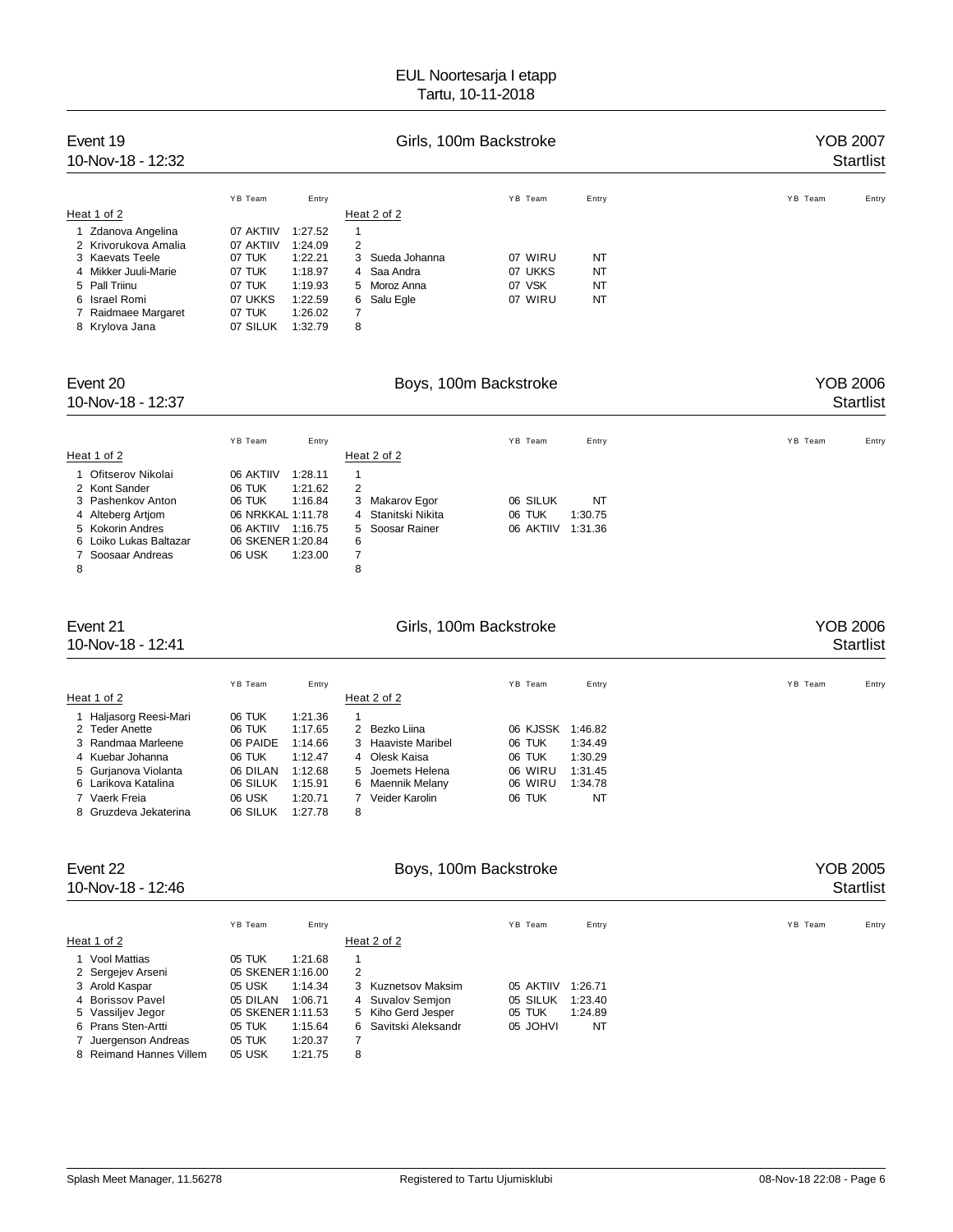# EUL Noortesarja I etapp
Tartu, 10-11-2018

## Event 19 — Girls, 100m Backstroke — YOB 2007
10-Nov-18 - 12:32 — Startlist

| Heat 1 of 2 | YB Team | Entry | Heat 2 of 2 | YB Team | Entry |
|---|---|---|---|---|---|
| 1 Zdanova Angelina | 07 AKTIIV | 1:27.52 | 1 | | |
| 2 Krivorukova Amalia | 07 AKTIIV | 1:24.09 | 2 | | |
| 3 Kaevats Teele | 07 TUK | 1:22.21 | 3 Sueda Johanna | 07 WIRU | NT |
| 4 Mikker Juuli-Marie | 07 TUK | 1:18.97 | 4 Saa Andra | 07 UKKS | NT |
| 5 Pall Triinu | 07 TUK | 1:19.93 | 5 Moroz Anna | 07 VSK | NT |
| 6 Israel Romi | 07 UKKS | 1:22.59 | 6 Salu Egle | 07 WIRU | NT |
| 7 Raidmaee Margaret | 07 TUK | 1:26.02 | 7 | | |
| 8 Krylova Jana | 07 SILUK | 1:32.79 | 8 | | |

## Event 20 — Boys, 100m Backstroke — YOB 2006
10-Nov-18 - 12:37 — Startlist

| Heat 1 of 2 | YB Team | Entry | Heat 2 of 2 | YB Team | Entry |
|---|---|---|---|---|---|
| 1 Ofitserov Nikolai | 06 AKTIIV | 1:28.11 | 1 | | |
| 2 Kont Sander | 06 TUK | 1:21.62 | 2 | | |
| 3 Pashenkov Anton | 06 TUK | 1:16.84 | 3 Makarov Egor | 06 SILUK | NT |
| 4 Alteberg Artjom | 06 NRKKAL | 1:11.78 | 4 Stanitski Nikita | 06 TUK | 1:30.75 |
| 5 Kokorin Andres | 06 AKTIIV | 1:16.75 | 5 Soosar Rainer | 06 AKTIIV | 1:31.36 |
| 6 Loiko Lukas Baltazar | 06 SKENER | 1:20.84 | 6 | | |
| 7 Soosaar Andreas | 06 USK | 1:23.00 | 7 | | |
| 8 | | | 8 | | |

## Event 21 — Girls, 100m Backstroke — YOB 2006
10-Nov-18 - 12:41 — Startlist

| Heat 1 of 2 | YB Team | Entry | Heat 2 of 2 | YB Team | Entry |
|---|---|---|---|---|---|
| 1 Haljasorg Reesi-Mari | 06 TUK | 1:21.36 | 1 | | |
| 2 Teder Anette | 06 TUK | 1:17.65 | 2 Bezko Liina | 06 KJSSK | 1:46.82 |
| 3 Randmaa Marleene | 06 PAIDE | 1:14.66 | 3 Haaviste Maribel | 06 TUK | 1:34.49 |
| 4 Kuebar Johanna | 06 TUK | 1:12.47 | 4 Olesk Kaisa | 06 TUK | 1:30.29 |
| 5 Gurjanova Violanta | 06 DILAN | 1:12.68 | 5 Joemets Helena | 06 WIRU | 1:31.45 |
| 6 Larikova Katalina | 06 SILUK | 1:15.91 | 6 Maennik Melany | 06 WIRU | 1:34.78 |
| 7 Vaerk Freia | 06 USK | 1:20.71 | 7 Veider Karolin | 06 TUK | NT |
| 8 Gruzdeva Jekaterina | 06 SILUK | 1:27.78 | 8 | | |

## Event 22 — Boys, 100m Backstroke — YOB 2005
10-Nov-18 - 12:46 — Startlist

| Heat 1 of 2 | YB Team | Entry | Heat 2 of 2 | YB Team | Entry |
|---|---|---|---|---|---|
| 1 Vool Mattias | 05 TUK | 1:21.68 | 1 | | |
| 2 Sergejev Arseni | 05 SKENER | 1:16.00 | 2 | | |
| 3 Arold Kaspar | 05 USK | 1:14.34 | 3 Kuznetsov Maksim | 05 AKTIIV | 1:26.71 |
| 4 Borissov Pavel | 05 DILAN | 1:06.71 | 4 Suvalov Semjon | 05 SILUK | 1:23.40 |
| 5 Vassiljev Jegor | 05 SKENER | 1:11.53 | 5 Kiho Gerd Jesper | 05 TUK | 1:24.89 |
| 6 Prans Sten-Artti | 05 TUK | 1:15.64 | 6 Savitski Aleksandr | 05 JOHVI | NT |
| 7 Juergenson Andreas | 05 TUK | 1:20.37 | 7 | | |
| 8 Reimand Hannes Villem | 05 USK | 1:21.75 | 8 | | |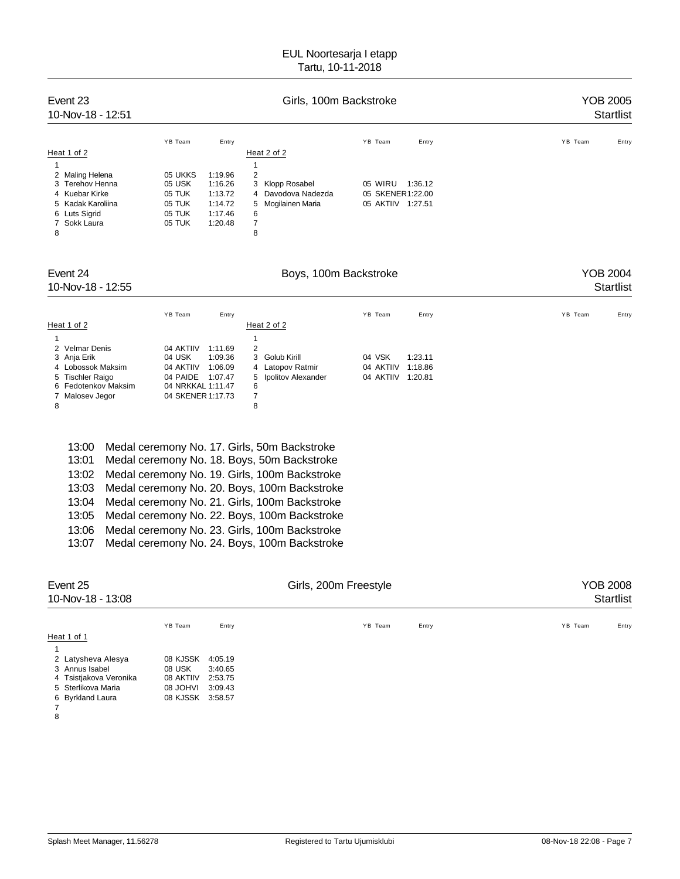# EUL Noortesarja I etapp
Tartu, 10-11-2018

## Event 23 — Girls, 100m Backstroke — YOB 2005
10-Nov-18 - 12:51 — Startlist

**Heat 1 of 2**

| Lane | Name | YB | Team | Entry |
|---|---|---|---|---|
| 1 | | | | |
| 2 | Maling Helena | 05 | UKKS | 1:19.96 |
| 3 | Terehov Henna | 05 | USK | 1:16.26 |
| 4 | Kuebar Kirke | 05 | TUK | 1:13.72 |
| 5 | Kadak Karoliina | 05 | TUK | 1:14.72 |
| 6 | Luts Sigrid | 05 | TUK | 1:17.46 |
| 7 | Sokk Laura | 05 | TUK | 1:20.48 |
| 8 | | | | |

**Heat 2 of 2**

| Lane | Name | YB | Team | Entry |
|---|---|---|---|---|
| 1 | | | | |
| 2 | | | | |
| 3 | Klopp Rosabel | 05 | WIRU | 1:36.12 |
| 4 | Davodova Nadezda | 05 | SKENER | 1:22.00 |
| 5 | Mogilainen Maria | 05 | AKTIIV | 1:27.51 |
| 6 | | | | |
| 7 | | | | |
| 8 | | | | |

## Event 24 — Boys, 100m Backstroke — YOB 2004
10-Nov-18 - 12:55 — Startlist

**Heat 1 of 2**

| Lane | Name | YB | Team | Entry |
|---|---|---|---|---|
| 1 | | | | |
| 2 | Velmar Denis | 04 | AKTIIV | 1:11.69 |
| 3 | Anja Erik | 04 | USK | 1:09.36 |
| 4 | Lobossok Maksim | 04 | AKTIIV | 1:06.09 |
| 5 | Tischler Raigo | 04 | PAIDE | 1:07.47 |
| 6 | Fedotenkov Maksim | 04 | NRKKAL | 1:11.47 |
| 7 | Malosev Jegor | 04 | SKENER | 1:17.73 |
| 8 | | | | |

**Heat 2 of 2**

| Lane | Name | YB | Team | Entry |
|---|---|---|---|---|
| 1 | | | | |
| 2 | | | | |
| 3 | Golub Kirill | 04 | VSK | 1:23.11 |
| 4 | Latopov Ratmir | 04 | AKTIIV | 1:18.86 |
| 5 | Ipolitov Alexander | 04 | AKTIIV | 1:20.81 |
| 6 | | | | |
| 7 | | | | |
| 8 | | | | |

13:00 Medal ceremony No. 17. Girls, 50m Backstroke
13:01 Medal ceremony No. 18. Boys, 50m Backstroke
13:02 Medal ceremony No. 19. Girls, 100m Backstroke
13:03 Medal ceremony No. 20. Boys, 100m Backstroke
13:04 Medal ceremony No. 21. Girls, 100m Backstroke
13:05 Medal ceremony No. 22. Boys, 100m Backstroke
13:06 Medal ceremony No. 23. Girls, 100m Backstroke
13:07 Medal ceremony No. 24. Boys, 100m Backstroke

## Event 25 — Girls, 200m Freestyle — YOB 2008
10-Nov-18 - 13:08 — Startlist

**Heat 1 of 1**

| Lane | Name | YB | Team | Entry |
|---|---|---|---|---|
| 1 | | | | |
| 2 | Latysheva Alesya | 08 | KJSSK | 4:05.19 |
| 3 | Annus Isabel | 08 | USK | 3:40.65 |
| 4 | Tsistjakova Veronika | 08 | AKTIIV | 2:53.75 |
| 5 | Sterlikova Maria | 08 | JOHVI | 3:09.43 |
| 6 | Byrkland Laura | 08 | KJSSK | 3:58.57 |
| 7 | | | | |
| 8 | | | | |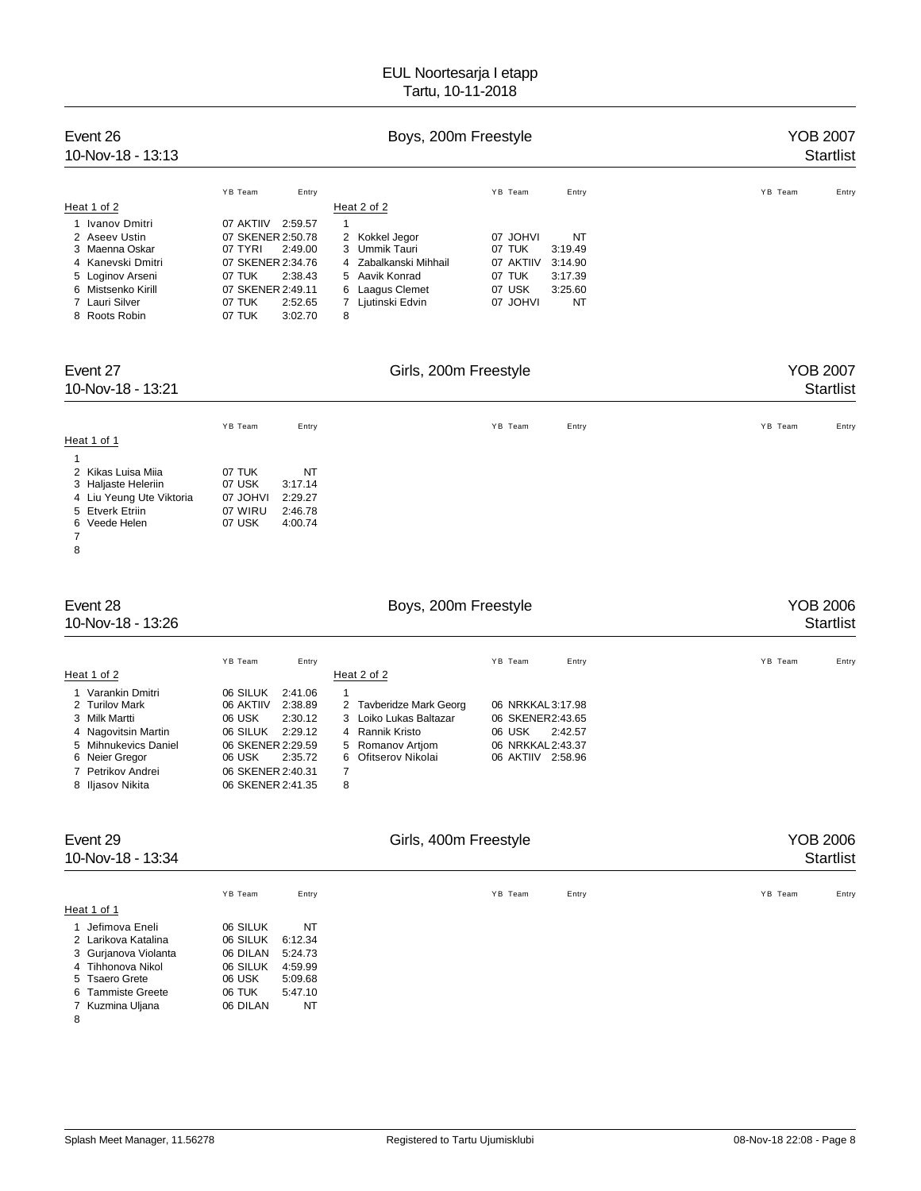# EUL Noortesarja I etapp
Tartu, 10-11-2018

## Event 26 — Boys, 200m Freestyle — YOB 2007
10-Nov-18 - 13:13 — Startlist

**Heat 1 of 2**

| Lane | Name | YB | Team | Entry |
|---|---|---|---|---|
| 1 | Ivanov Dmitri | 07 | AKTIIV | 2:59.57 |
| 2 | Aseev Ustin | 07 | SKENER | 2:50.78 |
| 3 | Maenna Oskar | 07 | TYRI | 2:49.00 |
| 4 | Kanevski Dmitri | 07 | SKENER | 2:34.76 |
| 5 | Loginov Arseni | 07 | TUK | 2:38.43 |
| 6 | Mistsenko Kirill | 07 | SKENER | 2:49.11 |
| 7 | Lauri Silver | 07 | TUK | 2:52.65 |
| 8 | Roots Robin | 07 | TUK | 3:02.70 |

**Heat 2 of 2**

| Lane | Name | YB | Team | Entry |
|---|---|---|---|---|
| 1 | | | | |
| 2 | Kokkel Jegor | 07 | JOHVI | NT |
| 3 | Ummik Tauri | 07 | TUK | 3:19.49 |
| 4 | Zabalkanski Mihhail | 07 | AKTIIV | 3:14.90 |
| 5 | Aavik Konrad | 07 | TUK | 3:17.39 |
| 6 | Laagus Clemet | 07 | USK | 3:25.60 |
| 7 | Ljutinski Edvin | 07 | JOHVI | NT |
| 8 | | | | |

## Event 27 — Girls, 200m Freestyle — YOB 2007
10-Nov-18 - 13:21 — Startlist

**Heat 1 of 1**

| Lane | Name | YB | Team | Entry |
|---|---|---|---|---|
| 1 | | | | |
| 2 | Kikas Luisa Miia | 07 | TUK | NT |
| 3 | Haljaste Heleriin | 07 | USK | 3:17.14 |
| 4 | Liu Yeung Ute Viktoria | 07 | JOHVI | 2:29.27 |
| 5 | Etverk Etriin | 07 | WIRU | 2:46.78 |
| 6 | Veede Helen | 07 | USK | 4:00.74 |
| 7 | | | | |
| 8 | | | | |

## Event 28 — Boys, 200m Freestyle — YOB 2006
10-Nov-18 - 13:26 — Startlist

**Heat 1 of 2**

| Lane | Name | YB | Team | Entry |
|---|---|---|---|---|
| 1 | Varankin Dmitri | 06 | SILUK | 2:41.06 |
| 2 | Turilov Mark | 06 | AKTIIV | 2:38.89 |
| 3 | Milk Martti | 06 | USK | 2:30.12 |
| 4 | Nagovitsin Martin | 06 | SILUK | 2:29.12 |
| 5 | Mihnukevics Daniel | 06 | SKENER | 2:29.59 |
| 6 | Neier Gregor | 06 | USK | 2:35.72 |
| 7 | Petrikov Andrei | 06 | SKENER | 2:40.31 |
| 8 | Iljasov Nikita | 06 | SKENER | 2:41.35 |

**Heat 2 of 2**

| Lane | Name | YB | Team | Entry |
|---|---|---|---|---|
| 1 | | | | |
| 2 | Tavberidze Mark Georg | 06 | NRKKAL | 3:17.98 |
| 3 | Loiko Lukas Baltazar | 06 | SKENER | 2:43.65 |
| 4 | Rannik Kristo | 06 | USK | 2:42.57 |
| 5 | Romanov Artjom | 06 | NRKKAL | 2:43.37 |
| 6 | Ofitserov Nikolai | 06 | AKTIIV | 2:58.96 |
| 7 | | | | |
| 8 | | | | |

## Event 29 — Girls, 400m Freestyle — YOB 2006
10-Nov-18 - 13:34 — Startlist

**Heat 1 of 1**

| Lane | Name | YB | Team | Entry |
|---|---|---|---|---|
| 1 | Jefimova Eneli | 06 | SILUK | NT |
| 2 | Larikova Katalina | 06 | SILUK | 6:12.34 |
| 3 | Gurjanova Violanta | 06 | DILAN | 5:24.73 |
| 4 | Tihhonova Nikol | 06 | SILUK | 4:59.99 |
| 5 | Tsaero Grete | 06 | USK | 5:09.68 |
| 6 | Tammiste Greete | 06 | TUK | 5:47.10 |
| 7 | Kuzmina Uljana | 06 | DILAN | NT |
| 8 | | | | |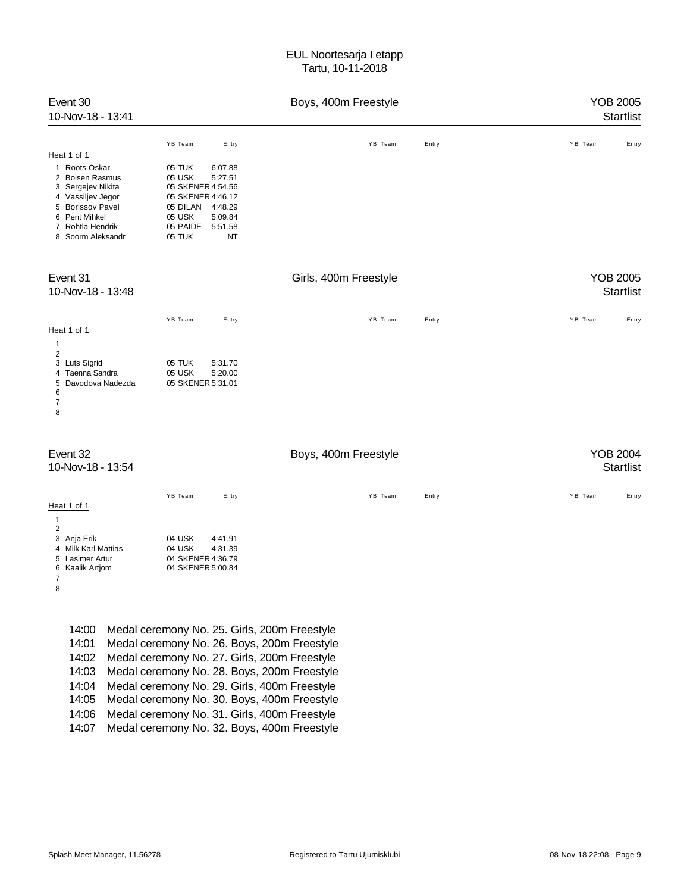# EUL Noortesarja I etapp

Tartu, 10-11-2018

## Event 30 — Boys, 400m Freestyle — YOB 2005

10-Nov-18 - 13:41 — Startlist

Heat 1 of 1

| Lane | Name | YB | Team | Entry |
|---|---|---|---|---|
| 1 | Roots Oskar | 05 | TUK | 6:07.88 |
| 2 | Boisen Rasmus | 05 | USK | 5:27.51 |
| 3 | Sergejev Nikita | 05 | SKENER | 4:54.56 |
| 4 | Vassiljev Jegor | 05 | SKENER | 4:46.12 |
| 5 | Borissov Pavel | 05 | DILAN | 4:48.29 |
| 6 | Pent Mihkel | 05 | USK | 5:09.84 |
| 7 | Rohtla Hendrik | 05 | PAIDE | 5:51.58 |
| 8 | Soorm Aleksandr | 05 | TUK | NT |

## Event 31 — Girls, 400m Freestyle — YOB 2005

10-Nov-18 - 13:48 — Startlist

Heat 1 of 1

| Lane | Name | YB | Team | Entry |
|---|---|---|---|---|
| 1 | | | | |
| 2 | | | | |
| 3 | Luts Sigrid | 05 | TUK | 5:31.70 |
| 4 | Taenna Sandra | 05 | USK | 5:20.00 |
| 5 | Davodova Nadezda | 05 | SKENER | 5:31.01 |
| 6 | | | | |
| 7 | | | | |
| 8 | | | | |

## Event 32 — Boys, 400m Freestyle — YOB 2004

10-Nov-18 - 13:54 — Startlist

Heat 1 of 1

| Lane | Name | YB | Team | Entry |
|---|---|---|---|---|
| 1 | | | | |
| 2 | | | | |
| 3 | Anja Erik | 04 | USK | 4:41.91 |
| 4 | Milk Karl Mattias | 04 | USK | 4:31.39 |
| 5 | Lasimer Artur | 04 | SKENER | 4:36.79 |
| 6 | Kaalik Artjom | 04 | SKENER | 5:00.84 |
| 7 | | | | |
| 8 | | | | |

- 14:00 Medal ceremony No. 25. Girls, 200m Freestyle
- 14:01 Medal ceremony No. 26. Boys, 200m Freestyle
- 14:02 Medal ceremony No. 27. Girls, 200m Freestyle
- 14:03 Medal ceremony No. 28. Boys, 200m Freestyle
- 14:04 Medal ceremony No. 29. Girls, 400m Freestyle
- 14:05 Medal ceremony No. 30. Boys, 400m Freestyle
- 14:06 Medal ceremony No. 31. Girls, 400m Freestyle
- 14:07 Medal ceremony No. 32. Boys, 400m Freestyle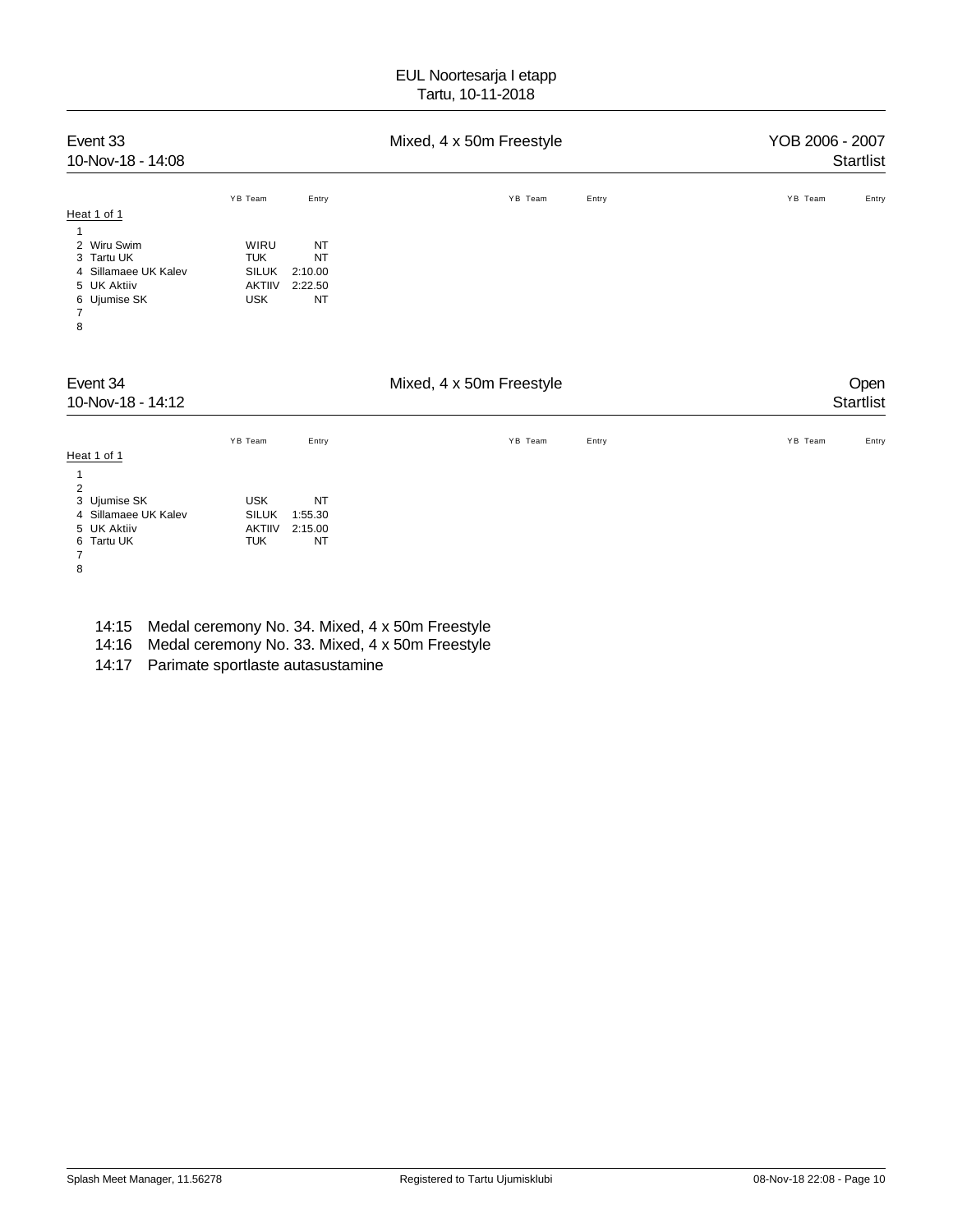EUL Noortesarja I etapp
Tartu, 10-11-2018

## Event 33 — Mixed, 4 x 50m Freestyle — YOB 2006 - 2007

10-Nov-18 - 14:08 — Startlist

Heat 1 of 1

| Lane | Team | YB Team | Entry |
|---|---|---|---|
| 1 | | | |
| 2 | Wiru Swim | WIRU | NT |
| 3 | Tartu UK | TUK | NT |
| 4 | Sillamaee UK Kalev | SILUK | 2:10.00 |
| 5 | UK Aktiiv | AKTIIV | 2:22.50 |
| 6 | Ujumise SK | USK | NT |
| 7 | | | |
| 8 | | | |

## Event 34 — Mixed, 4 x 50m Freestyle — Open

10-Nov-18 - 14:12 — Startlist

Heat 1 of 1

| Lane | Team | YB Team | Entry |
|---|---|---|---|
| 1 | | | |
| 2 | | | |
| 3 | Ujumise SK | USK | NT |
| 4 | Sillamaee UK Kalev | SILUK | 1:55.30 |
| 5 | UK Aktiiv | AKTIIV | 2:15.00 |
| 6 | Tartu UK | TUK | NT |
| 7 | | | |
| 8 | | | |

14:15 Medal ceremony No. 34. Mixed, 4 x 50m Freestyle
14:16 Medal ceremony No. 33. Mixed, 4 x 50m Freestyle
14:17 Parimate sportlaste autasustamine